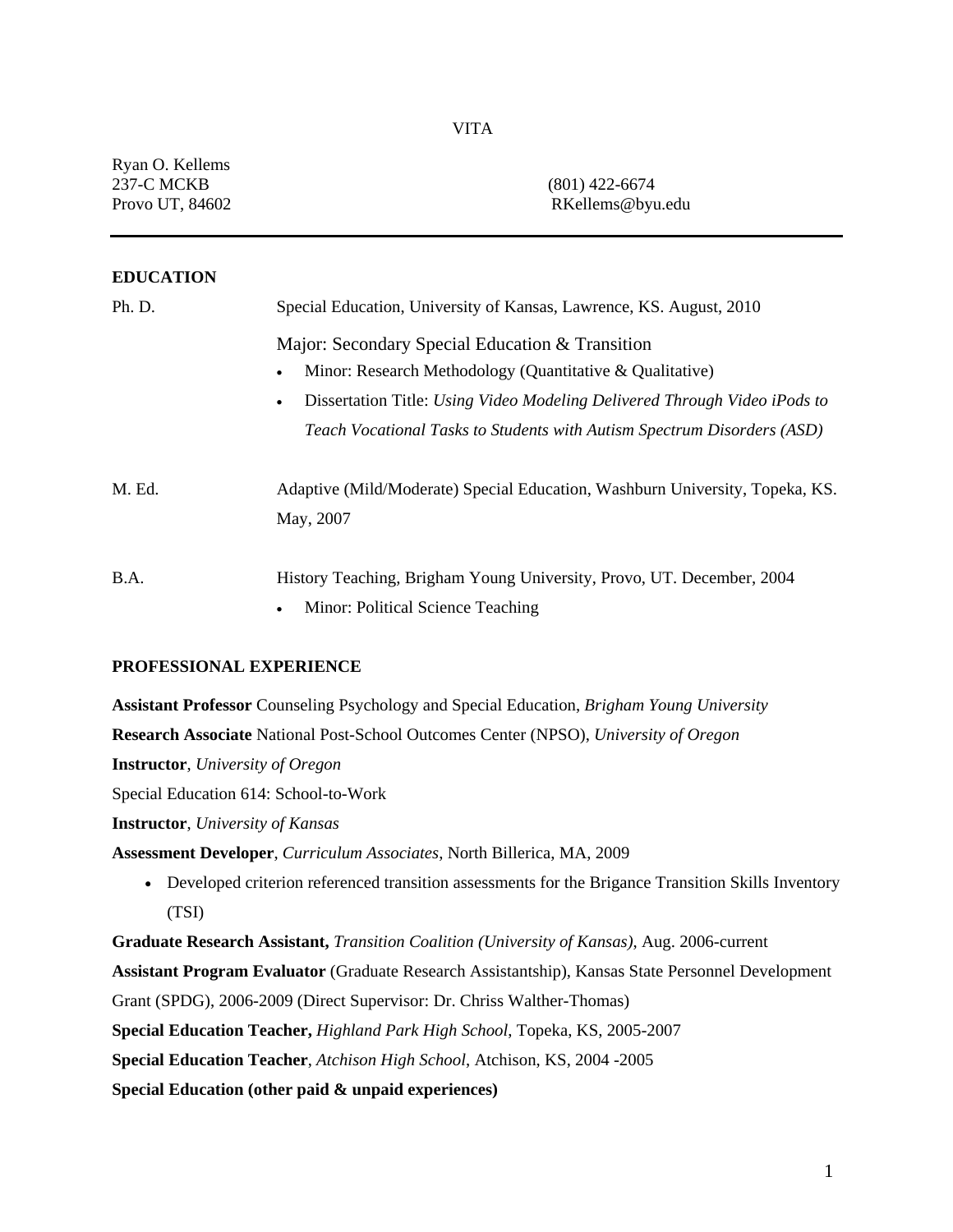# VITA

Ryan O. Kellems
237-C MCKB
Provo UT, 84602

(801) 422-6674
RKellems@byu.edu

---

## EDUCATION

**Ph. D.** Special Education, University of Kansas, Lawrence, KS. August, 2010

Major: Secondary Special Education & Transition

- Minor: Research Methodology (Quantitative & Qualitative)
- Dissertation Title: *Using Video Modeling Delivered Through Video iPods to Teach Vocational Tasks to Students with Autism Spectrum Disorders (ASD)*

**M. Ed.** Adaptive (Mild/Moderate) Special Education, Washburn University, Topeka, KS. May, 2007

**B.A.** History Teaching, Brigham Young University, Provo, UT. December, 2004

- Minor: Political Science Teaching

## PROFESSIONAL EXPERIENCE

**Assistant Professor** Counseling Psychology and Special Education, *Brigham Young University*

**Research Associate** National Post-School Outcomes Center (NPSO), *University of Oregon*

**Instructor**, *University of Oregon*

Special Education 614: School-to-Work

**Instructor**, *University of Kansas*

**Assessment Developer**, *Curriculum Associates*, North Billerica, MA, 2009

- Developed criterion referenced transition assessments for the Brigance Transition Skills Inventory (TSI)

**Graduate Research Assistant,** *Transition Coalition (University of Kansas)*, Aug. 2006-current

**Assistant Program Evaluator** (Graduate Research Assistantship), Kansas State Personnel Development Grant (SPDG), 2006-2009 (Direct Supervisor: Dr. Chriss Walther-Thomas)

**Special Education Teacher,** *Highland Park High School*, Topeka, KS, 2005-2007

**Special Education Teacher**, *Atchison High School*, Atchison, KS, 2004 -2005

**Special Education (other paid & unpaid experiences)**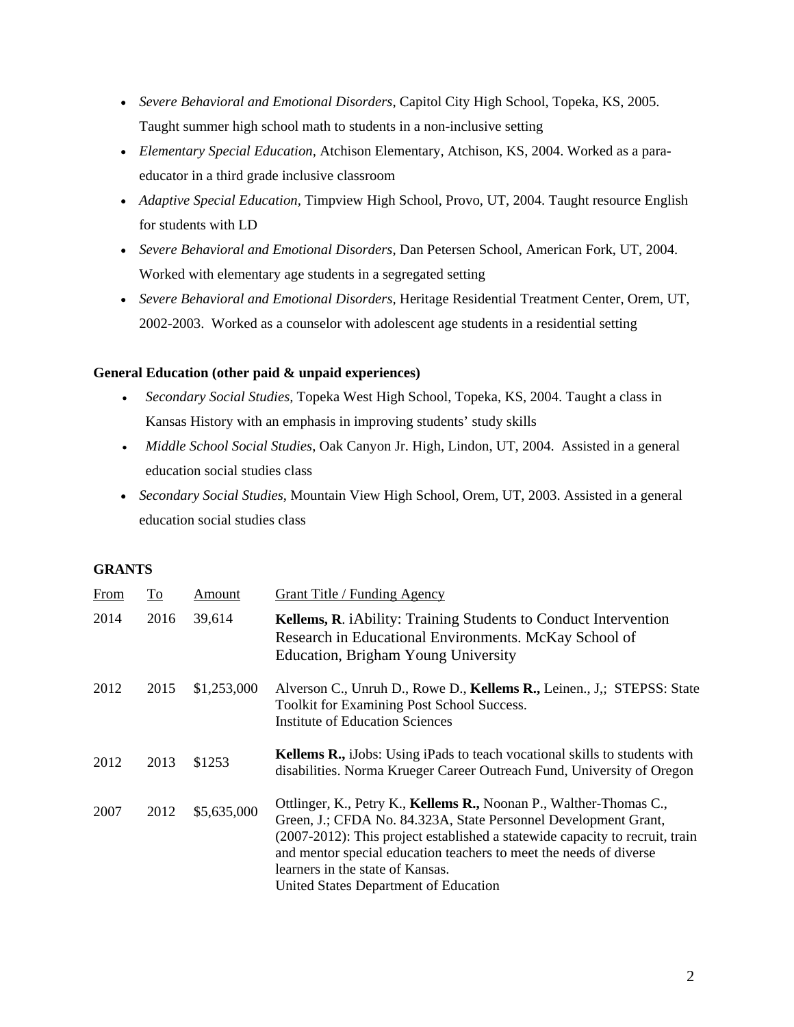- *Severe Behavioral and Emotional Disorders*, Capitol City High School, Topeka, KS, 2005. Taught summer high school math to students in a non-inclusive setting
- *Elementary Special Education*, Atchison Elementary, Atchison, KS, 2004. Worked as a para-educator in a third grade inclusive classroom
- *Adaptive Special Education*, Timpview High School, Provo, UT, 2004. Taught resource English for students with LD
- *Severe Behavioral and Emotional Disorders*, Dan Petersen School, American Fork, UT, 2004. Worked with elementary age students in a segregated setting
- *Severe Behavioral and Emotional Disorders*, Heritage Residential Treatment Center, Orem, UT, 2002-2003. Worked as a counselor with adolescent age students in a residential setting

**General Education (other paid & unpaid experiences)**

- *Secondary Social Studies*, Topeka West High School, Topeka, KS, 2004. Taught a class in Kansas History with an emphasis in improving students' study skills
- *Middle School Social Studies*, Oak Canyon Jr. High, Lindon, UT, 2004. Assisted in a general education social studies class
- *Secondary Social Studies*, Mountain View High School, Orem, UT, 2003. Assisted in a general education social studies class

**GRANTS**

| From | To | Amount | Grant Title / Funding Agency |
|---|---|---|---|
| 2014 | 2016 | 39,614 | **Kellems, R**. iAbility: Training Students to Conduct Intervention Research in Educational Environments. McKay School of Education, Brigham Young University |
| 2012 | 2015 | $1,253,000 | Alverson C., Unruh D., Rowe D., **Kellems R.,** Leinen., J,; STEPSS: State Toolkit for Examining Post School Success. Institute of Education Sciences |
| 2012 | 2013 | $1253 | **Kellems R.,** iJobs: Using iPads to teach vocational skills to students with disabilities. Norma Krueger Career Outreach Fund, University of Oregon |
| 2007 | 2012 | $5,635,000 | Ottlinger, K., Petry K., **Kellems R.,** Noonan P., Walther-Thomas C., Green, J.; CFDA No. 84.323A, State Personnel Development Grant, (2007-2012): This project established a statewide capacity to recruit, train and mentor special education teachers to meet the needs of diverse learners in the state of Kansas. United States Department of Education |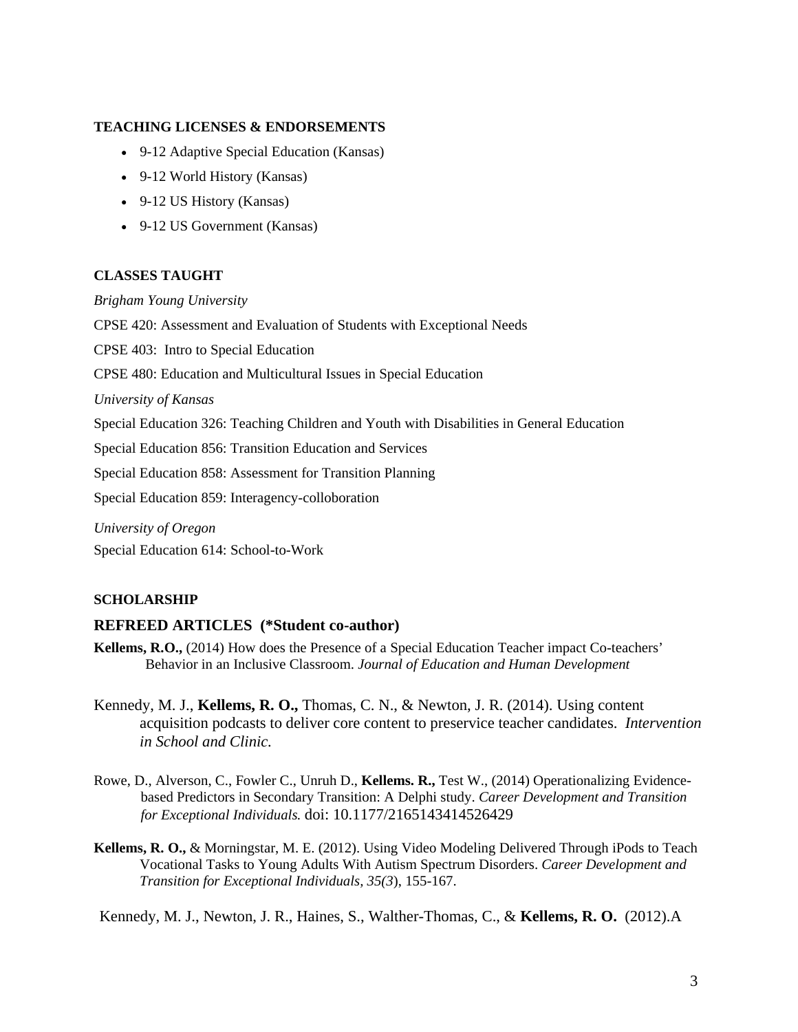## TEACHING LICENSES & ENDORSEMENTS

- 9-12 Adaptive Special Education (Kansas)
- 9-12 World History (Kansas)
- 9-12 US History (Kansas)
- 9-12 US Government (Kansas)

## CLASSES TAUGHT

*Brigham Young University*

CPSE 420: Assessment and Evaluation of Students with Exceptional Needs

CPSE 403: Intro to Special Education

CPSE 480: Education and Multicultural Issues in Special Education

*University of Kansas*

Special Education 326: Teaching Children and Youth with Disabilities in General Education

Special Education 856: Transition Education and Services

Special Education 858: Assessment for Transition Planning

Special Education 859: Interagency-colloboration

*University of Oregon*

Special Education 614: School-to-Work

## SCHOLARSHIP

### REFREED ARTICLES (*Student co-author)

**Kellems, R.O.,** (2014) How does the Presence of a Special Education Teacher impact Co-teachers' Behavior in an Inclusive Classroom. *Journal of Education and Human Development*

Kennedy, M. J., **Kellems, R. O.,** Thomas, C. N., & Newton, J. R. (2014). Using content acquisition podcasts to deliver core content to preservice teacher candidates. *Intervention in School and Clinic.*

Rowe, D., Alverson, C., Fowler C., Unruh D., **Kellems. R.,** Test W., (2014) Operationalizing Evidence-based Predictors in Secondary Transition: A Delphi study. *Career Development and Transition for Exceptional Individuals.* doi: 10.1177/2165143414526429

**Kellems, R. O.,** & Morningstar, M. E. (2012). Using Video Modeling Delivered Through iPods to Teach Vocational Tasks to Young Adults With Autism Spectrum Disorders. *Career Development and Transition for Exceptional Individuals, 35(3*), 155-167.

Kennedy, M. J., Newton, J. R., Haines, S., Walther-Thomas, C., & **Kellems, R. O.** (2012).A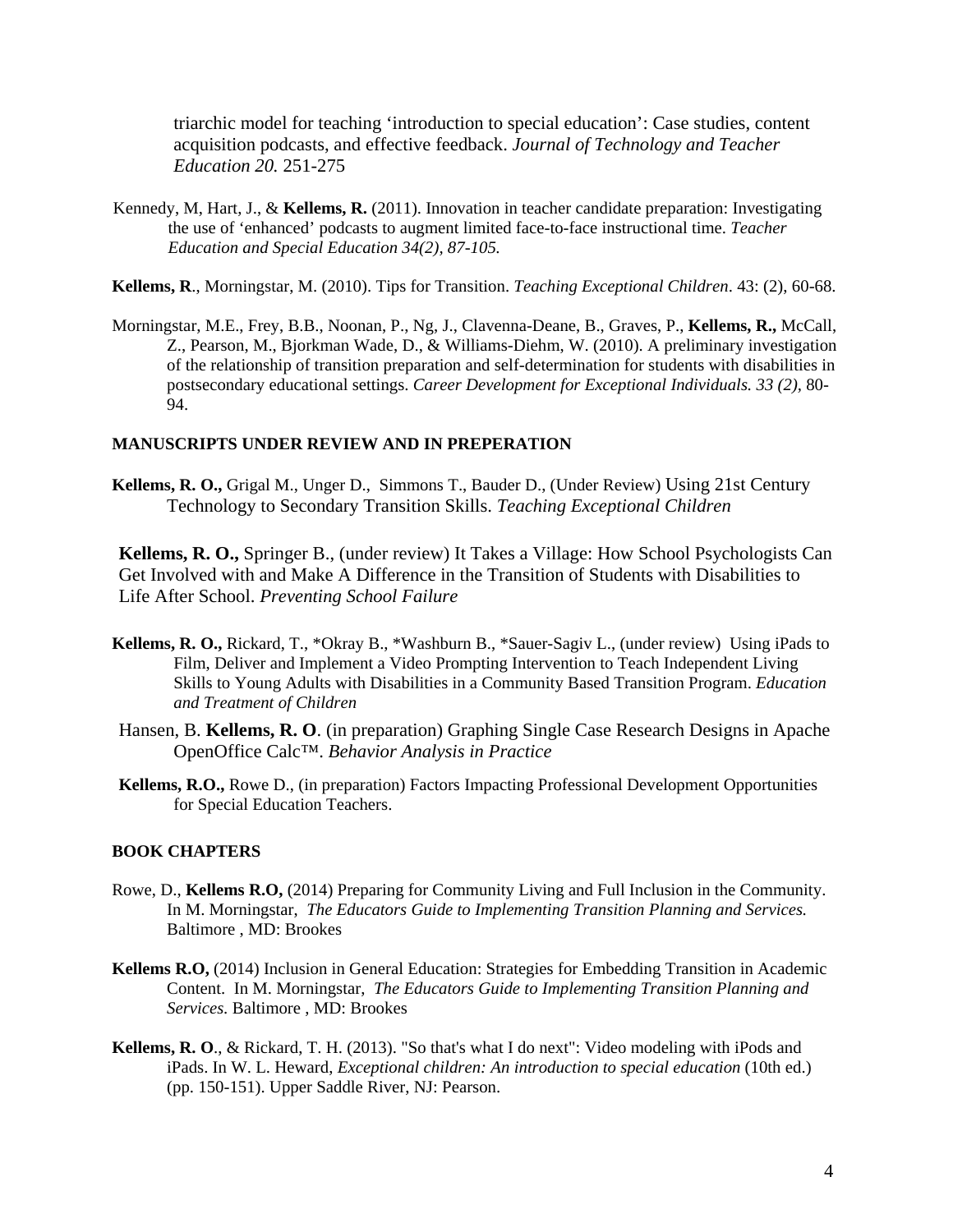triarchic model for teaching 'introduction to special education': Case studies, content acquisition podcasts, and effective feedback. *Journal of Technology and Teacher Education 20.* 251-275

Kennedy, M, Hart, J., & **Kellems, R.** (2011). Innovation in teacher candidate preparation: Investigating the use of 'enhanced' podcasts to augment limited face-to-face instructional time. *Teacher Education and Special Education 34(2), 87-105.*

**Kellems, R**., Morningstar, M. (2010). Tips for Transition. *Teaching Exceptional Children*. 43: (2), 60-68.

Morningstar, M.E., Frey, B.B., Noonan, P., Ng, J., Clavenna-Deane, B., Graves, P., **Kellems, R.,** McCall, Z., Pearson, M., Bjorkman Wade, D., & Williams-Diehm, W. (2010). A preliminary investigation of the relationship of transition preparation and self-determination for students with disabilities in postsecondary educational settings. *Career Development for Exceptional Individuals. 33 (2),* 80-94.

## MANUSCRIPTS UNDER REVIEW AND IN PREPERATION

**Kellems, R. O.,** Grigal M., Unger D., Simmons T., Bauder D., (Under Review) Using 21st Century Technology to Secondary Transition Skills. *Teaching Exceptional Children*

**Kellems, R. O.,** Springer B., (under review) It Takes a Village: How School Psychologists Can Get Involved with and Make A Difference in the Transition of Students with Disabilities to Life After School. *Preventing School Failure*

**Kellems, R. O.,** Rickard, T., *Okray B., *Washburn B., *Sauer-Sagiv L., (under review) Using iPads to Film, Deliver and Implement a Video Prompting Intervention to Teach Independent Living Skills to Young Adults with Disabilities in a Community Based Transition Program. *Education and Treatment of Children*

Hansen, B. **Kellems, R. O**. (in preparation) Graphing Single Case Research Designs in Apache OpenOffice Calc™. *Behavior Analysis in Practice*

**Kellems, R.O.,** Rowe D., (in preparation) Factors Impacting Professional Development Opportunities for Special Education Teachers.

## BOOK CHAPTERS

Rowe, D., **Kellems R.O,** (2014) Preparing for Community Living and Full Inclusion in the Community. In M. Morningstar, *The Educators Guide to Implementing Transition Planning and Services.* Baltimore , MD: Brookes

**Kellems R.O,** (2014) Inclusion in General Education: Strategies for Embedding Transition in Academic Content. In M. Morningstar, *The Educators Guide to Implementing Transition Planning and Services.* Baltimore , MD: Brookes

**Kellems, R. O**., & Rickard, T. H. (2013). "So that's what I do next": Video modeling with iPods and iPads. In W. L. Heward, *Exceptional children: An introduction to special education* (10th ed.) (pp. 150-151). Upper Saddle River, NJ: Pearson.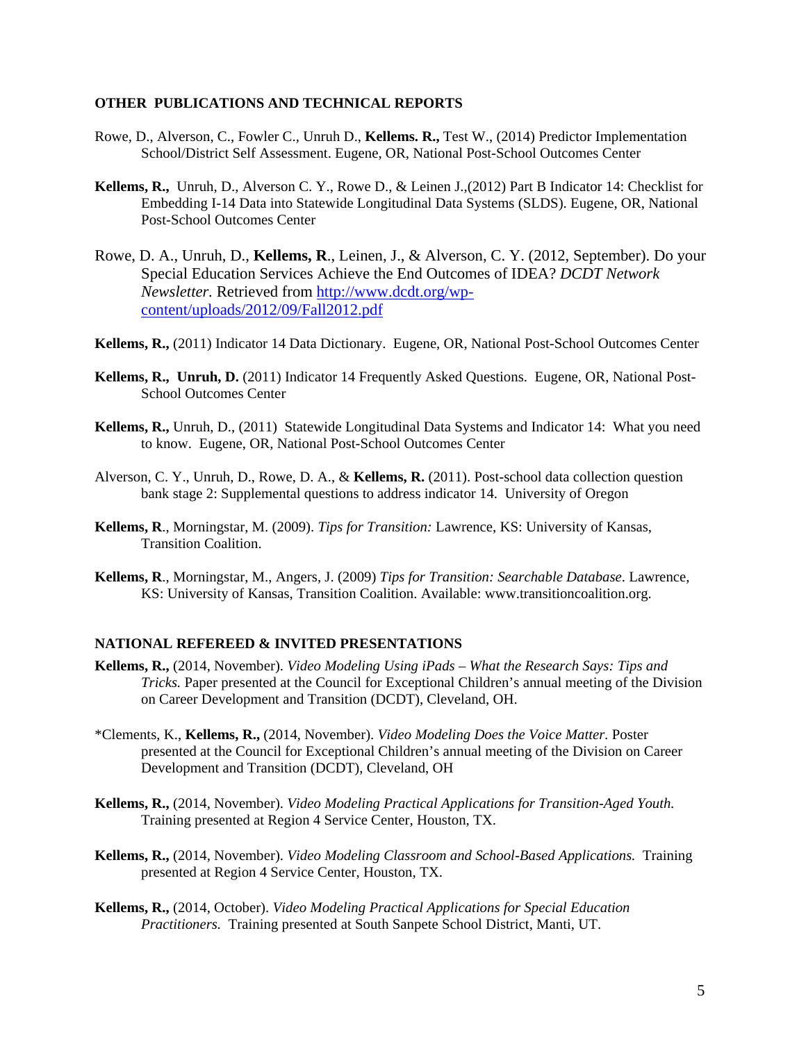## OTHER PUBLICATIONS AND TECHNICAL REPORTS

Rowe, D., Alverson, C., Fowler C., Unruh D., **Kellems. R.,** Test W., (2014) Predictor Implementation School/District Self Assessment. Eugene, OR, National Post-School Outcomes Center

**Kellems, R.,** Unruh, D., Alverson C. Y., Rowe D., & Leinen J.,(2012) Part B Indicator 14: Checklist for Embedding I-14 Data into Statewide Longitudinal Data Systems (SLDS). Eugene, OR, National Post-School Outcomes Center

Rowe, D. A., Unruh, D., **Kellems, R**., Leinen, J., & Alverson, C. Y. (2012, September). Do your Special Education Services Achieve the End Outcomes of IDEA? *DCDT Network Newsletter.* Retrieved from http://www.dcdt.org/wp-content/uploads/2012/09/Fall2012.pdf

**Kellems, R.,** (2011) Indicator 14 Data Dictionary. Eugene, OR, National Post-School Outcomes Center

**Kellems, R., Unruh, D.** (2011) Indicator 14 Frequently Asked Questions. Eugene, OR, National Post-School Outcomes Center

**Kellems, R.,** Unruh, D., (2011) Statewide Longitudinal Data Systems and Indicator 14: What you need to know. Eugene, OR, National Post-School Outcomes Center

Alverson, C. Y., Unruh, D., Rowe, D. A., & **Kellems, R.** (2011). Post-school data collection question bank stage 2: Supplemental questions to address indicator 14. University of Oregon

**Kellems, R**., Morningstar, M. (2009). *Tips for Transition:* Lawrence, KS: University of Kansas, Transition Coalition.

**Kellems, R**., Morningstar, M., Angers, J. (2009) *Tips for Transition: Searchable Database*. Lawrence, KS: University of Kansas, Transition Coalition. Available: www.transitioncoalition.org.

## NATIONAL REFEREED & INVITED PRESENTATIONS

**Kellems, R.,** (2014, November). *Video Modeling Using iPads – What the Research Says: Tips and Tricks.* Paper presented at the Council for Exceptional Children's annual meeting of the Division on Career Development and Transition (DCDT), Cleveland, OH.

*Clements, K., **Kellems, R.,** (2014, November). *Video Modeling Does the Voice Matter.* Poster presented at the Council for Exceptional Children's annual meeting of the Division on Career Development and Transition (DCDT), Cleveland, OH

**Kellems, R.,** (2014, November). *Video Modeling Practical Applications for Transition-Aged Youth.* Training presented at Region 4 Service Center, Houston, TX.

**Kellems, R.,** (2014, November). *Video Modeling Classroom and School-Based Applications.* Training presented at Region 4 Service Center, Houston, TX.

**Kellems, R.,** (2014, October). *Video Modeling Practical Applications for Special Education Practitioners.* Training presented at South Sanpete School District, Manti, UT.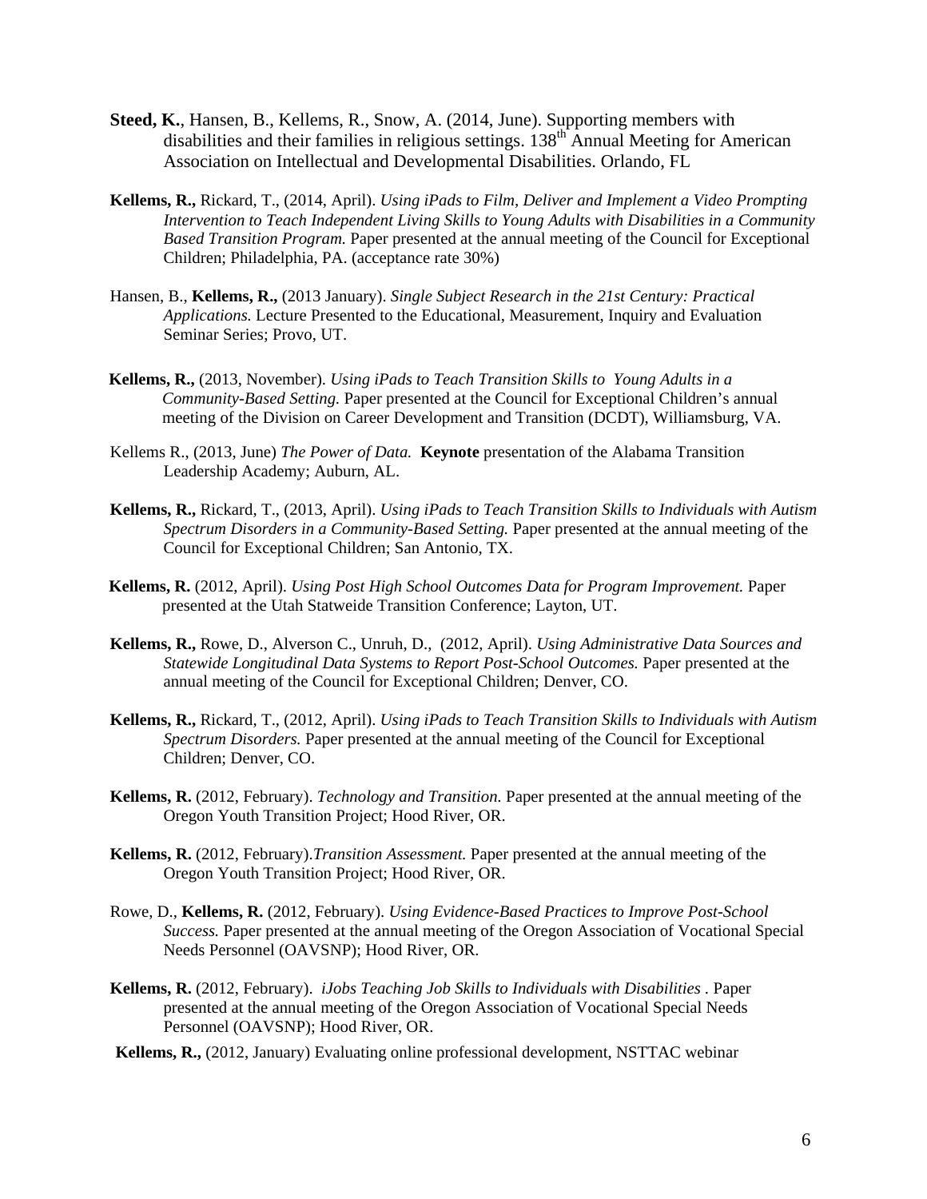**Steed, K.**, Hansen, B., Kellems, R., Snow, A. (2014, June). Supporting members with disabilities and their families in religious settings. 138th Annual Meeting for American Association on Intellectual and Developmental Disabilities. Orlando, FL

**Kellems, R.,** Rickard, T., (2014, April). *Using iPads to Film, Deliver and Implement a Video Prompting Intervention to Teach Independent Living Skills to Young Adults with Disabilities in a Community Based Transition Program.* Paper presented at the annual meeting of the Council for Exceptional Children; Philadelphia, PA. (acceptance rate 30%)

Hansen, B., **Kellems, R.,** (2013 January). *Single Subject Research in the 21st Century: Practical Applications.* Lecture Presented to the Educational, Measurement, Inquiry and Evaluation Seminar Series; Provo, UT.

**Kellems, R.,** (2013, November). *Using iPads to Teach Transition Skills to Young Adults in a Community-Based Setting.* Paper presented at the Council for Exceptional Children's annual meeting of the Division on Career Development and Transition (DCDT), Williamsburg, VA.

Kellems R., (2013, June) *The Power of Data.* **Keynote** presentation of the Alabama Transition Leadership Academy; Auburn, AL.

**Kellems, R.,** Rickard, T., (2013, April). *Using iPads to Teach Transition Skills to Individuals with Autism Spectrum Disorders in a Community-Based Setting.* Paper presented at the annual meeting of the Council for Exceptional Children; San Antonio, TX.

**Kellems, R.** (2012, April). *Using Post High School Outcomes Data for Program Improvement.* Paper presented at the Utah Statweide Transition Conference; Layton, UT.

**Kellems, R.,** Rowe, D., Alverson C., Unruh, D., (2012, April). *Using Administrative Data Sources and Statewide Longitudinal Data Systems to Report Post-School Outcomes.* Paper presented at the annual meeting of the Council for Exceptional Children; Denver, CO.

**Kellems, R.,** Rickard, T., (2012, April). *Using iPads to Teach Transition Skills to Individuals with Autism Spectrum Disorders.* Paper presented at the annual meeting of the Council for Exceptional Children; Denver, CO.

**Kellems, R.** (2012, February). *Technology and Transition.* Paper presented at the annual meeting of the Oregon Youth Transition Project; Hood River, OR.

**Kellems, R.** (2012, February).*Transition Assessment.* Paper presented at the annual meeting of the Oregon Youth Transition Project; Hood River, OR.

Rowe, D., **Kellems, R.** (2012, February). *Using Evidence-Based Practices to Improve Post-School Success.* Paper presented at the annual meeting of the Oregon Association of Vocational Special Needs Personnel (OAVSNP); Hood River, OR.

**Kellems, R.** (2012, February). *iJobs Teaching Job Skills to Individuals with Disabilities* . Paper presented at the annual meeting of the Oregon Association of Vocational Special Needs Personnel (OAVSNP); Hood River, OR.

**Kellems, R.,** (2012, January) Evaluating online professional development, NSTTAC webinar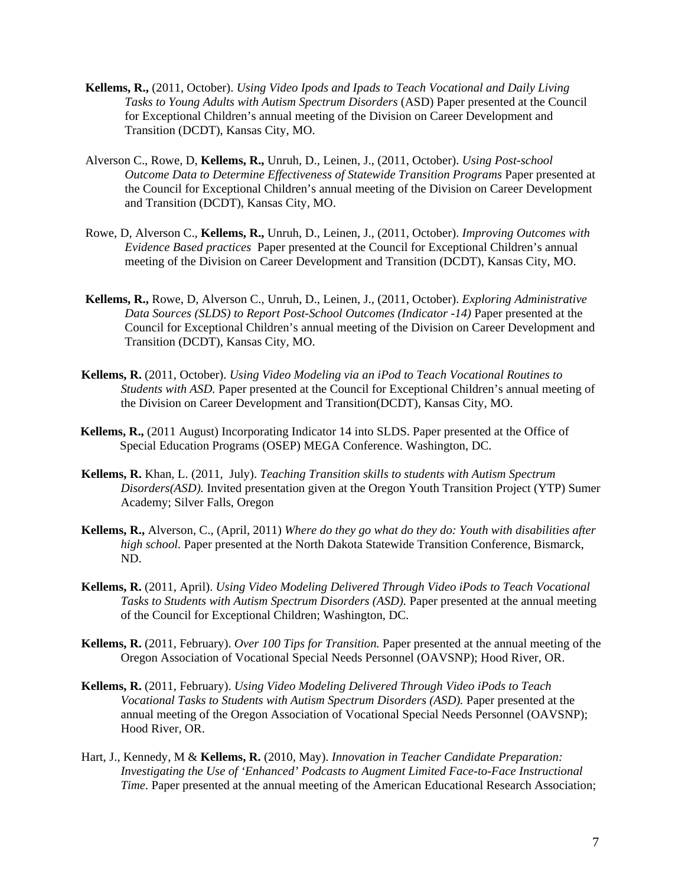**Kellems, R.,** (2011, October). *Using Video Ipods and Ipads to Teach Vocational and Daily Living Tasks to Young Adults with Autism Spectrum Disorders* (ASD) Paper presented at the Council for Exceptional Children's annual meeting of the Division on Career Development and Transition (DCDT), Kansas City, MO.

Alverson C., Rowe, D, **Kellems, R.,** Unruh, D., Leinen, J., (2011, October). *Using Post-school Outcome Data to Determine Effectiveness of Statewide Transition Programs* Paper presented at the Council for Exceptional Children's annual meeting of the Division on Career Development and Transition (DCDT), Kansas City, MO.

Rowe, D, Alverson C., **Kellems, R.,** Unruh, D., Leinen, J., (2011, October). *Improving Outcomes with Evidence Based practices* Paper presented at the Council for Exceptional Children's annual meeting of the Division on Career Development and Transition (DCDT), Kansas City, MO.

**Kellems, R.,** Rowe, D, Alverson C., Unruh, D., Leinen, J., (2011, October). *Exploring Administrative Data Sources (SLDS) to Report Post-School Outcomes (Indicator -14)* Paper presented at the Council for Exceptional Children's annual meeting of the Division on Career Development and Transition (DCDT), Kansas City, MO.

**Kellems, R.** (2011, October). *Using Video Modeling via an iPod to Teach Vocational Routines to Students with ASD.* Paper presented at the Council for Exceptional Children's annual meeting of the Division on Career Development and Transition(DCDT), Kansas City, MO.

**Kellems, R.,** (2011 August) Incorporating Indicator 14 into SLDS. Paper presented at the Office of Special Education Programs (OSEP) MEGA Conference. Washington, DC.

**Kellems, R.** Khan, L. (2011, July). *Teaching Transition skills to students with Autism Spectrum Disorders(ASD).* Invited presentation given at the Oregon Youth Transition Project (YTP) Sumer Academy; Silver Falls, Oregon

**Kellems, R.,** Alverson, C., (April, 2011) *Where do they go what do they do: Youth with disabilities after high school.* Paper presented at the North Dakota Statewide Transition Conference, Bismarck, ND.

**Kellems, R.** (2011, April). *Using Video Modeling Delivered Through Video iPods to Teach Vocational Tasks to Students with Autism Spectrum Disorders (ASD).* Paper presented at the annual meeting of the Council for Exceptional Children; Washington, DC.

**Kellems, R.** (2011, February). *Over 100 Tips for Transition.* Paper presented at the annual meeting of the Oregon Association of Vocational Special Needs Personnel (OAVSNP); Hood River, OR.

**Kellems, R.** (2011, February). *Using Video Modeling Delivered Through Video iPods to Teach Vocational Tasks to Students with Autism Spectrum Disorders (ASD).* Paper presented at the annual meeting of the Oregon Association of Vocational Special Needs Personnel (OAVSNP); Hood River, OR.

Hart, J., Kennedy, M & **Kellems, R.** (2010, May). *Innovation in Teacher Candidate Preparation: Investigating the Use of 'Enhanced' Podcasts to Augment Limited Face-to-Face Instructional Time*. Paper presented at the annual meeting of the American Educational Research Association;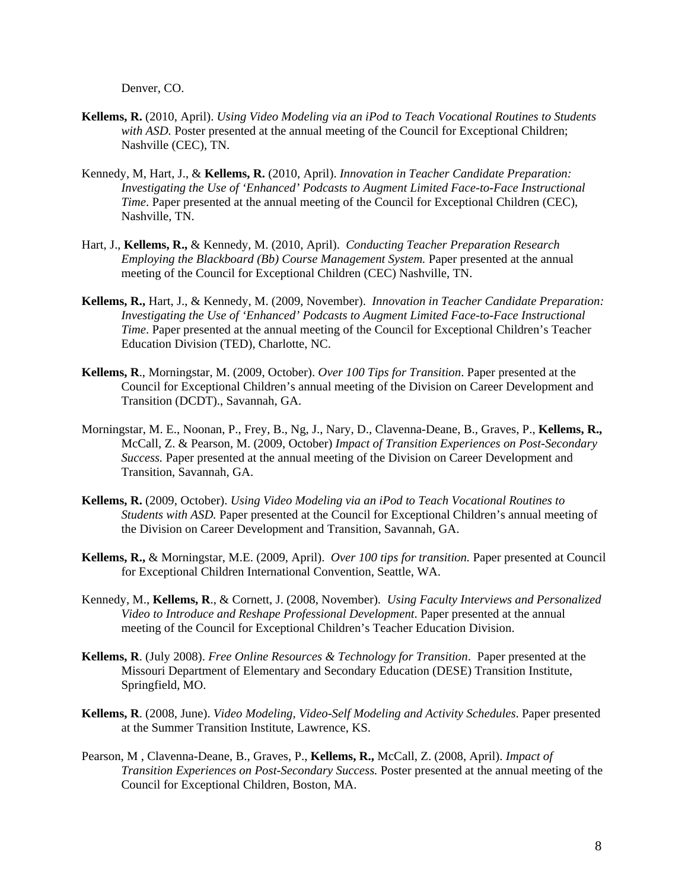Denver, CO.

**Kellems, R.** (2010, April). *Using Video Modeling via an iPod to Teach Vocational Routines to Students with ASD.* Poster presented at the annual meeting of the Council for Exceptional Children; Nashville (CEC), TN.

Kennedy, M, Hart, J., & **Kellems, R.** (2010, April). *Innovation in Teacher Candidate Preparation: Investigating the Use of 'Enhanced' Podcasts to Augment Limited Face-to-Face Instructional Time*. Paper presented at the annual meeting of the Council for Exceptional Children (CEC), Nashville, TN.

Hart, J., **Kellems, R.,** & Kennedy, M. (2010, April). *Conducting Teacher Preparation Research Employing the Blackboard (Bb) Course Management System.* Paper presented at the annual meeting of the Council for Exceptional Children (CEC) Nashville, TN.

**Kellems, R.,** Hart, J., & Kennedy, M. (2009, November). *Innovation in Teacher Candidate Preparation: Investigating the Use of 'Enhanced' Podcasts to Augment Limited Face-to-Face Instructional Time*. Paper presented at the annual meeting of the Council for Exceptional Children's Teacher Education Division (TED), Charlotte, NC.

**Kellems, R**., Morningstar, M. (2009, October). *Over 100 Tips for Transition*. Paper presented at the Council for Exceptional Children's annual meeting of the Division on Career Development and Transition (DCDT)., Savannah, GA.

Morningstar, M. E., Noonan, P., Frey, B., Ng, J., Nary, D., Clavenna-Deane, B., Graves, P., **Kellems, R.,** McCall, Z. & Pearson, M. (2009, October) *Impact of Transition Experiences on Post-Secondary Success.* Paper presented at the annual meeting of the Division on Career Development and Transition, Savannah, GA.

**Kellems, R.** (2009, October). *Using Video Modeling via an iPod to Teach Vocational Routines to Students with ASD.* Paper presented at the Council for Exceptional Children's annual meeting of the Division on Career Development and Transition, Savannah, GA.

**Kellems, R.,** & Morningstar, M.E. (2009, April). *Over 100 tips for transition.* Paper presented at Council for Exceptional Children International Convention, Seattle, WA.

Kennedy, M., **Kellems, R**., & Cornett, J. (2008, November). *Using Faculty Interviews and Personalized Video to Introduce and Reshape Professional Development*. Paper presented at the annual meeting of the Council for Exceptional Children's Teacher Education Division.

**Kellems, R**. (July 2008). *Free Online Resources & Technology for Transition*. Paper presented at the Missouri Department of Elementary and Secondary Education (DESE) Transition Institute, Springfield, MO.

**Kellems, R**. (2008, June). *Video Modeling, Video-Self Modeling and Activity Schedules*. Paper presented at the Summer Transition Institute, Lawrence, KS.

Pearson, M , Clavenna-Deane, B., Graves, P., **Kellems, R.,** McCall, Z. (2008, April). *Impact of Transition Experiences on Post-Secondary Success.* Poster presented at the annual meeting of the Council for Exceptional Children, Boston, MA.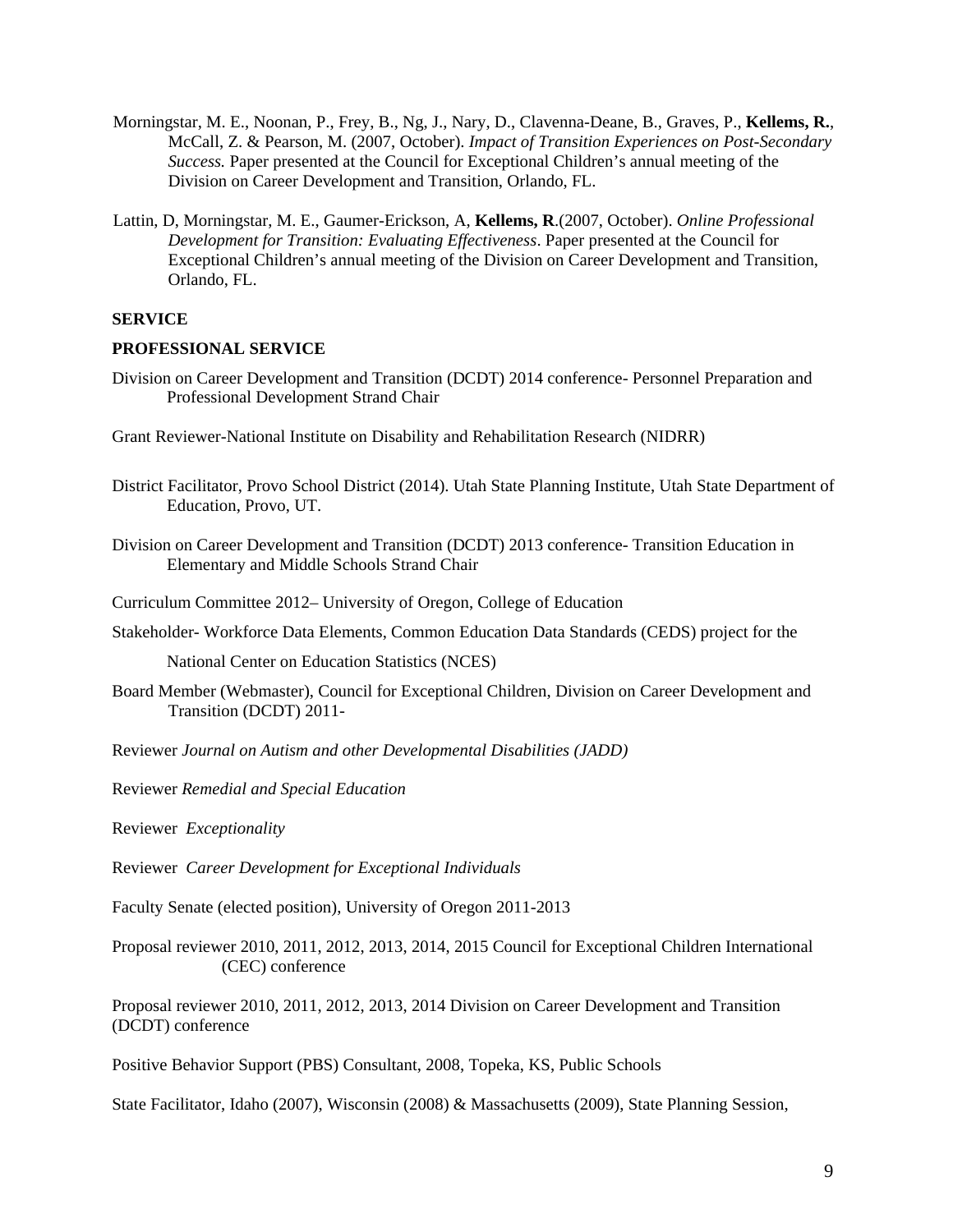Morningstar, M. E., Noonan, P., Frey, B., Ng, J., Nary, D., Clavenna-Deane, B., Graves, P., **Kellems, R.**, McCall, Z. & Pearson, M. (2007, October). *Impact of Transition Experiences on Post-Secondary Success.* Paper presented at the Council for Exceptional Children's annual meeting of the Division on Career Development and Transition, Orlando, FL.

Lattin, D, Morningstar, M. E., Gaumer-Erickson, A, **Kellems, R**.(2007, October). *Online Professional Development for Transition: Evaluating Effectiveness*. Paper presented at the Council for Exceptional Children's annual meeting of the Division on Career Development and Transition, Orlando, FL.

**SERVICE**

**PROFESSIONAL SERVICE**

Division on Career Development and Transition (DCDT) 2014 conference- Personnel Preparation and Professional Development Strand Chair

Grant Reviewer-National Institute on Disability and Rehabilitation Research (NIDRR)

District Facilitator, Provo School District (2014). Utah State Planning Institute, Utah State Department of Education, Provo, UT.

Division on Career Development and Transition (DCDT) 2013 conference- Transition Education in Elementary and Middle Schools Strand Chair

Curriculum Committee 2012– University of Oregon, College of Education

Stakeholder- Workforce Data Elements, Common Education Data Standards (CEDS) project for the National Center on Education Statistics (NCES)

Board Member (Webmaster), Council for Exceptional Children, Division on Career Development and Transition (DCDT) 2011-

Reviewer *Journal on Autism and other Developmental Disabilities (JADD)*

Reviewer *Remedial and Special Education*

Reviewer *Exceptionality*

Reviewer *Career Development for Exceptional Individuals*

Faculty Senate (elected position), University of Oregon 2011-2013

Proposal reviewer 2010, 2011, 2012, 2013, 2014, 2015 Council for Exceptional Children International (CEC) conference

Proposal reviewer 2010, 2011, 2012, 2013, 2014 Division on Career Development and Transition (DCDT) conference

Positive Behavior Support (PBS) Consultant, 2008, Topeka, KS, Public Schools

State Facilitator, Idaho (2007), Wisconsin (2008) & Massachusetts (2009), State Planning Session,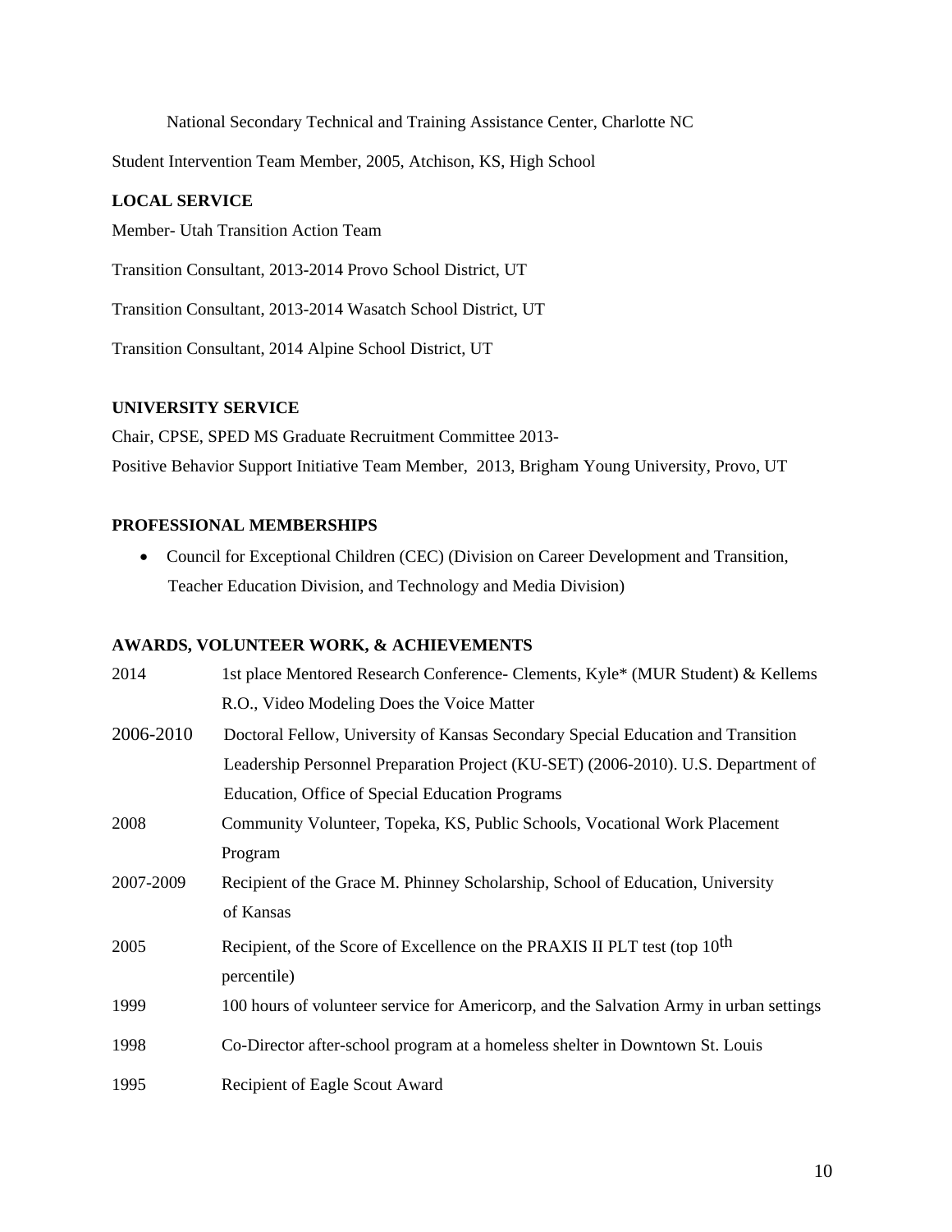National Secondary Technical and Training Assistance Center, Charlotte NC

Student Intervention Team Member, 2005, Atchison, KS, High School

**LOCAL SERVICE**

Member- Utah Transition Action Team

Transition Consultant, 2013-2014 Provo School District, UT

Transition Consultant, 2013-2014 Wasatch School District, UT

Transition Consultant, 2014 Alpine School District, UT

**UNIVERSITY SERVICE**

Chair, CPSE, SPED MS Graduate Recruitment Committee 2013-

Positive Behavior Support Initiative Team Member, 2013, Brigham Young University, Provo, UT

**PROFESSIONAL MEMBERSHIPS**

- Council for Exceptional Children (CEC) (Division on Career Development and Transition, Teacher Education Division, and Technology and Media Division)

**AWARDS, VOLUNTEER WORK, & ACHIEVEMENTS**

2014 1st place Mentored Research Conference- Clements, Kyle* (MUR Student) & Kellems R.O., Video Modeling Does the Voice Matter

2006-2010 Doctoral Fellow, University of Kansas Secondary Special Education and Transition Leadership Personnel Preparation Project (KU-SET) (2006-2010). U.S. Department of Education, Office of Special Education Programs

2008 Community Volunteer, Topeka, KS, Public Schools, Vocational Work Placement Program

2007-2009 Recipient of the Grace M. Phinney Scholarship, School of Education, University of Kansas

2005 Recipient, of the Score of Excellence on the PRAXIS II PLT test (top 10th percentile)

1999 100 hours of volunteer service for Americorp, and the Salvation Army in urban settings

1998 Co-Director after-school program at a homeless shelter in Downtown St. Louis

1995 Recipient of Eagle Scout Award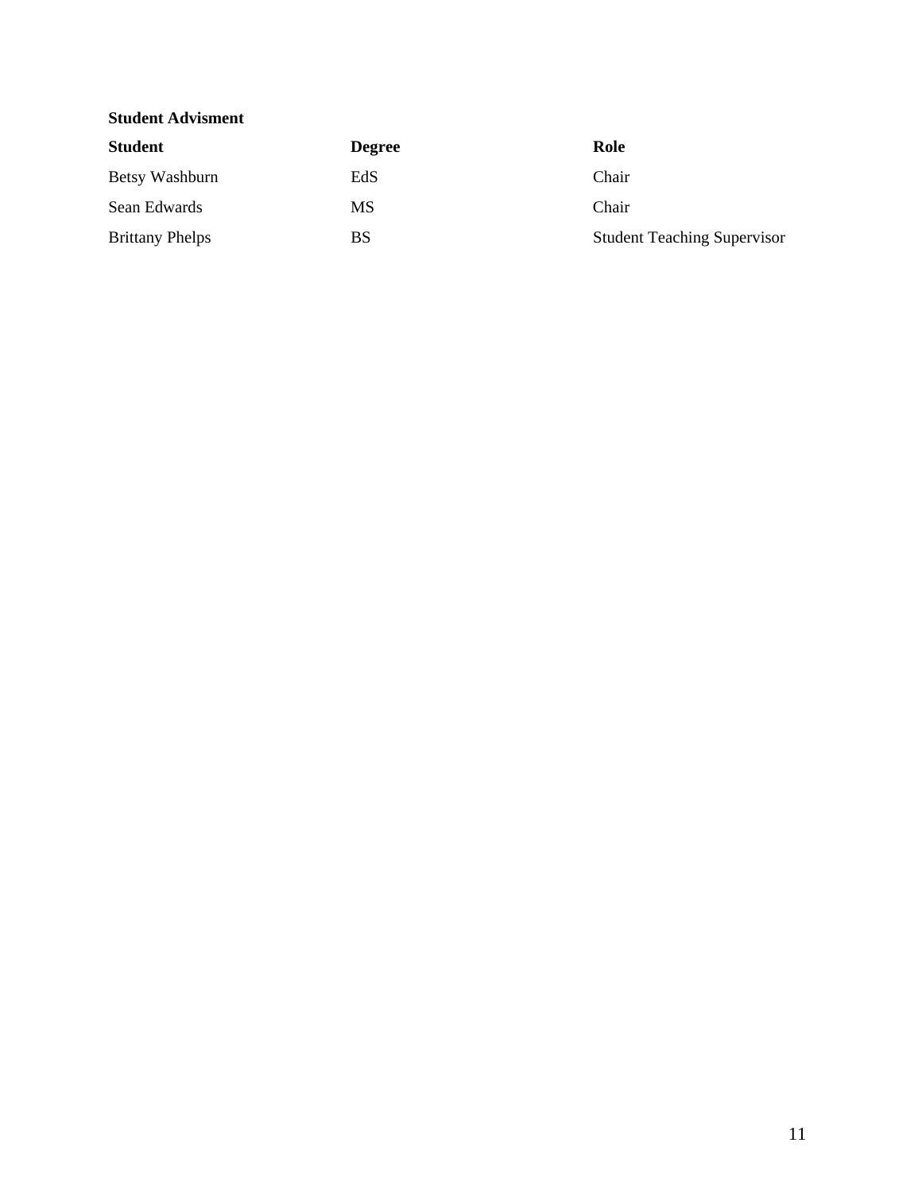**Student Advisment**

| Student | Degree | Role |
|---|---|---|
| Betsy Washburn | EdS | Chair |
| Sean Edwards | MS | Chair |
| Brittany Phelps | BS | Student Teaching Supervisor |